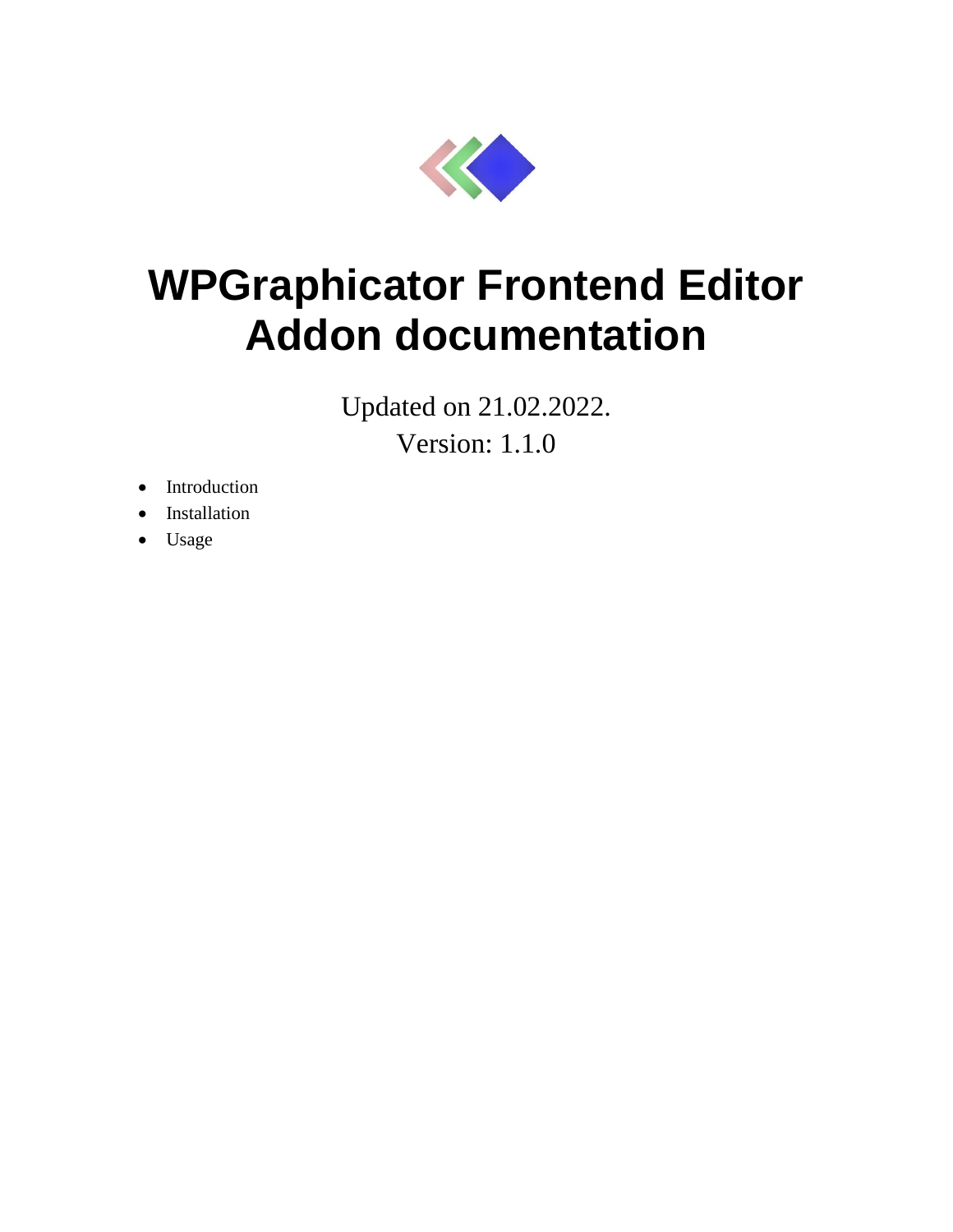# WPGraphicator Frontend Editor Addon documentation

Updated on 21.02.2022.
Version: 1.1.0

- Introduction
- Installation
- Usage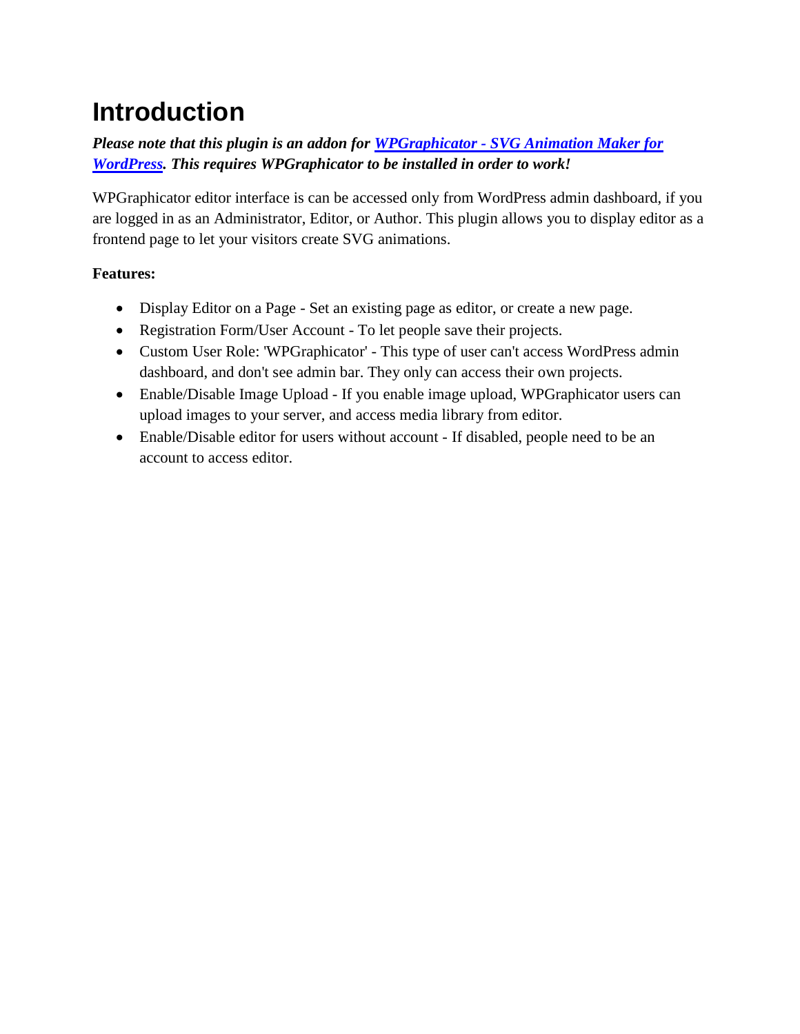# Introduction

***Please note that this plugin is an addon for [WPGraphicator - SVG Animation Maker for WordPress](). This requires WPGraphicator to be installed in order to work!***

WPGraphicator editor interface is can be accessed only from WordPress admin dashboard, if you are logged in as an Administrator, Editor, or Author. This plugin allows you to display editor as a frontend page to let your visitors create SVG animations.

**Features:**

- Display Editor on a Page - Set an existing page as editor, or create a new page.
- Registration Form/User Account - To let people save their projects.
- Custom User Role: 'WPGraphicator' - This type of user can't access WordPress admin dashboard, and don't see admin bar. They only can access their own projects.
- Enable/Disable Image Upload - If you enable image upload, WPGraphicator users can upload images to your server, and access media library from editor.
- Enable/Disable editor for users without account - If disabled, people need to be an account to access editor.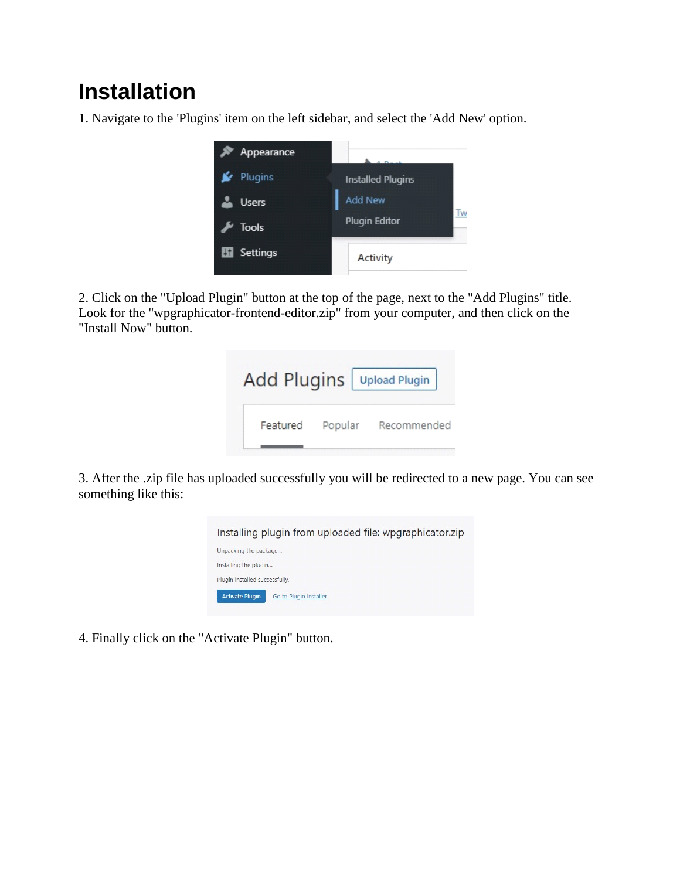# Installation

1. Navigate to the 'Plugins' item on the left sidebar, and select the 'Add New' option.

2. Click on the "Upload Plugin" button at the top of the page, next to the "Add Plugins" title. Look for the "wpgraphicator-frontend-editor.zip" from your computer, and then click on the "Install Now" button.

3. After the .zip file has uploaded successfully you will be redirected to a new page. You can see something like this:

4. Finally click on the "Activate Plugin" button.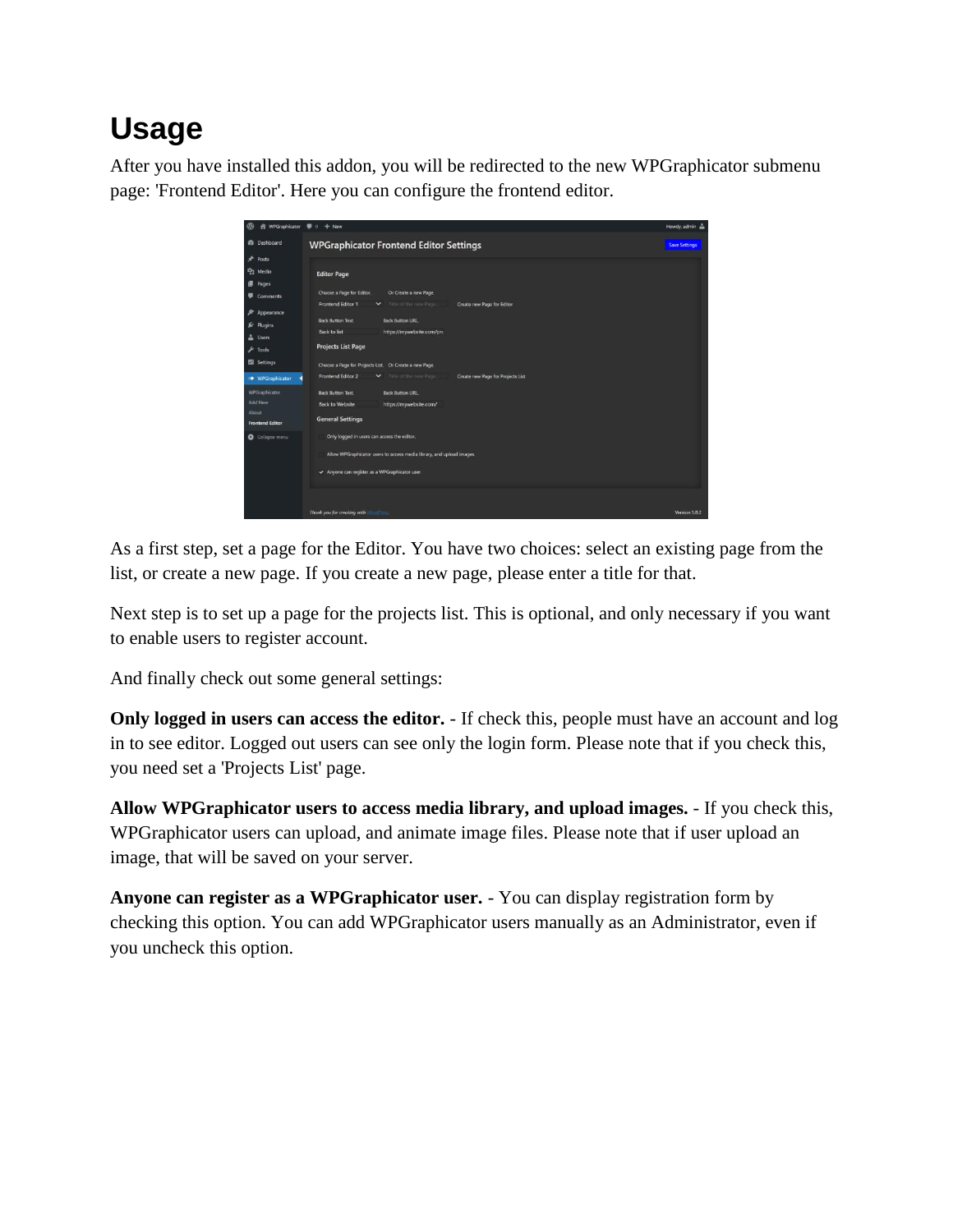# Usage

After you have installed this addon, you will be redirected to the new WPGraphicator submenu page: 'Frontend Editor'. Here you can configure the frontend editor.

As a first step, set a page for the Editor. You have two choices: select an existing page from the list, or create a new page. If you create a new page, please enter a title for that.

Next step is to set up a page for the projects list. This is optional, and only necessary if you want to enable users to register account.

And finally check out some general settings:

**Only logged in users can access the editor.** - If check this, people must have an account and log in to see editor. Logged out users can see only the login form. Please note that if you check this, you need set a 'Projects List' page.

**Allow WPGraphicator users to access media library, and upload images.** - If you check this, WPGraphicator users can upload, and animate image files. Please note that if user upload an image, that will be saved on your server.

**Anyone can register as a WPGraphicator user.** - You can display registration form by checking this option. You can add WPGraphicator users manually as an Administrator, even if you uncheck this option.